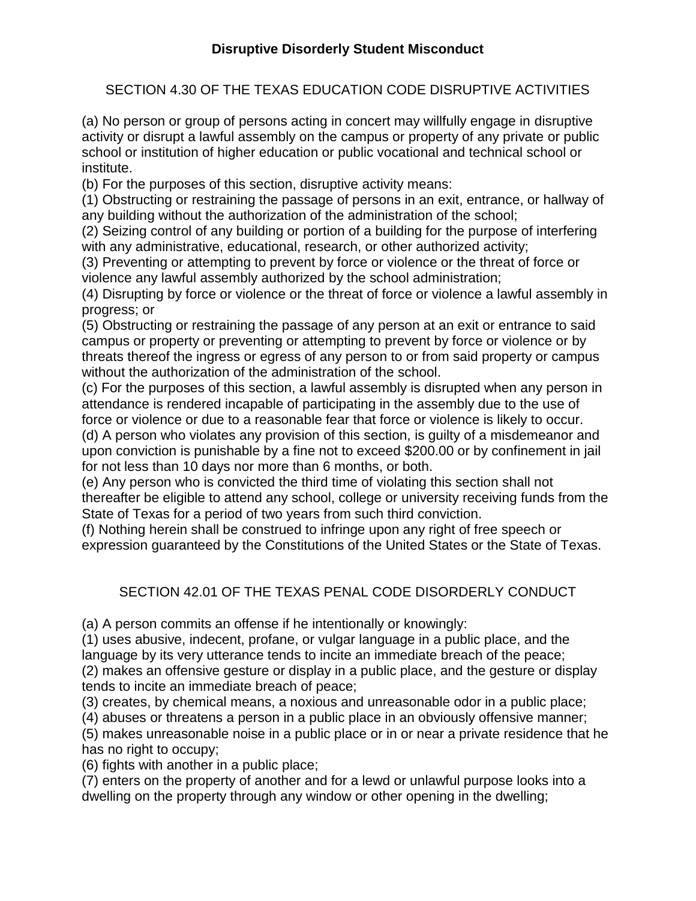# Disruptive Disorderly Student Misconduct

## SECTION 4.30 OF THE TEXAS EDUCATION CODE DISRUPTIVE ACTIVITIES

(a) No person or group of persons acting in concert may willfully engage in disruptive activity or disrupt a lawful assembly on the campus or property of any private or public school or institution of higher education or public vocational and technical school or institute.

(b) For the purposes of this section, disruptive activity means:

(1) Obstructing or restraining the passage of persons in an exit, entrance, or hallway of any building without the authorization of the administration of the school;

(2) Seizing control of any building or portion of a building for the purpose of interfering with any administrative, educational, research, or other authorized activity;

(3) Preventing or attempting to prevent by force or violence or the threat of force or violence any lawful assembly authorized by the school administration;

(4) Disrupting by force or violence or the threat of force or violence a lawful assembly in progress; or

(5) Obstructing or restraining the passage of any person at an exit or entrance to said campus or property or preventing or attempting to prevent by force or violence or by threats thereof the ingress or egress of any person to or from said property or campus without the authorization of the administration of the school.

(c) For the purposes of this section, a lawful assembly is disrupted when any person in attendance is rendered incapable of participating in the assembly due to the use of force or violence or due to a reasonable fear that force or violence is likely to occur.

(d) A person who violates any provision of this section, is guilty of a misdemeanor and upon conviction is punishable by a fine not to exceed $200.00 or by confinement in jail for not less than 10 days nor more than 6 months, or both.

(e) Any person who is convicted the third time of violating this section shall not thereafter be eligible to attend any school, college or university receiving funds from the State of Texas for a period of two years from such third conviction.

(f) Nothing herein shall be construed to infringe upon any right of free speech or expression guaranteed by the Constitutions of the United States or the State of Texas.

## SECTION 42.01 OF THE TEXAS PENAL CODE DISORDERLY CONDUCT

(a) A person commits an offense if he intentionally or knowingly:

(1) uses abusive, indecent, profane, or vulgar language in a public place, and the language by its very utterance tends to incite an immediate breach of the peace;

(2) makes an offensive gesture or display in a public place, and the gesture or display tends to incite an immediate breach of peace;

(3) creates, by chemical means, a noxious and unreasonable odor in a public place;

(4) abuses or threatens a person in a public place in an obviously offensive manner;

(5) makes unreasonable noise in a public place or in or near a private residence that he has no right to occupy;

(6) fights with another in a public place;

(7) enters on the property of another and for a lewd or unlawful purpose looks into a dwelling on the property through any window or other opening in the dwelling;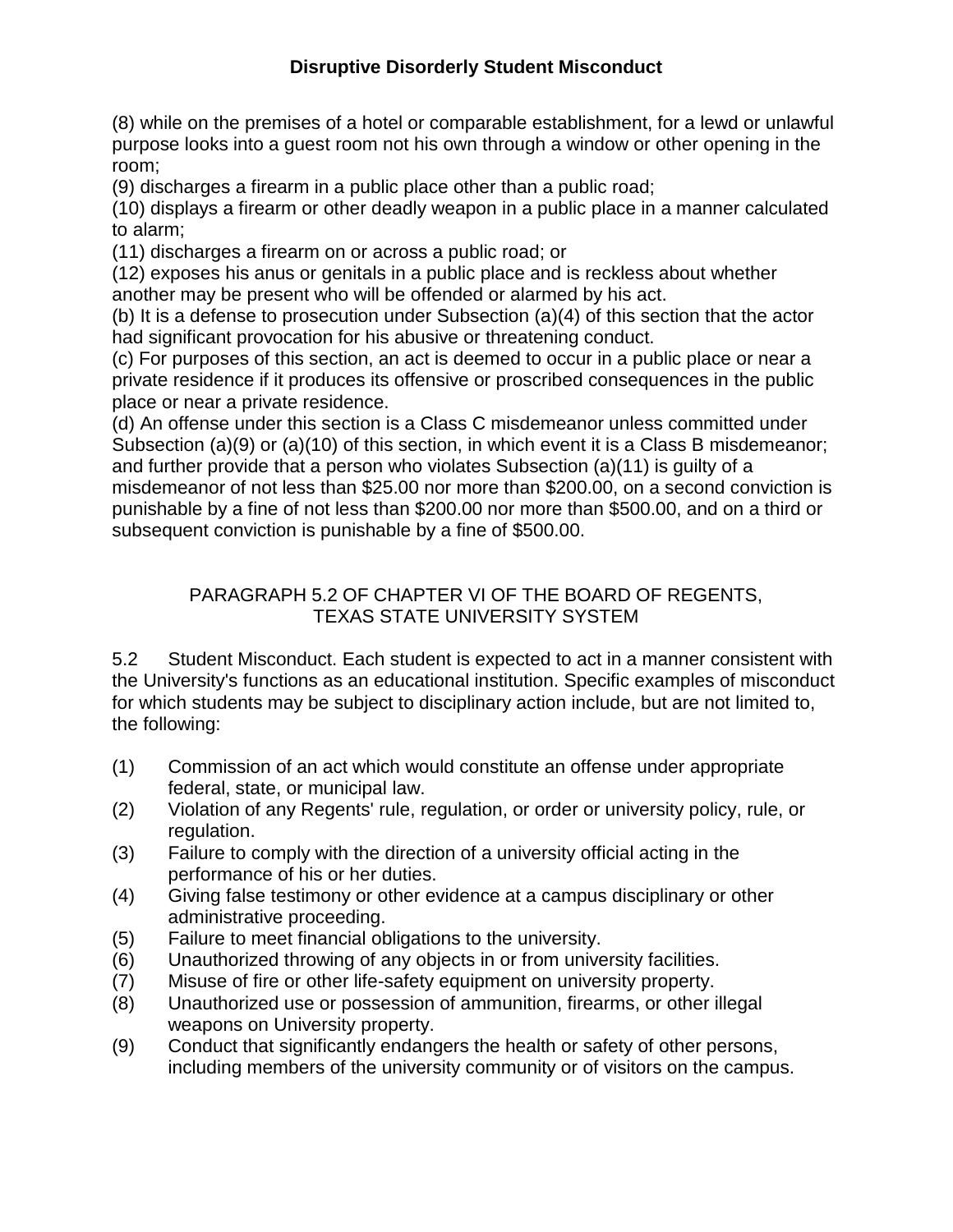(8) while on the premises of a hotel or comparable establishment, for a lewd or unlawful purpose looks into a guest room not his own through a window or other opening in the room;
(9) discharges a firearm in a public place other than a public road;
(10) displays a firearm or other deadly weapon in a public place in a manner calculated to alarm;
(11) discharges a firearm on or across a public road; or
(12) exposes his anus or genitals in a public place and is reckless about whether another may be present who will be offended or alarmed by his act.
(b) It is a defense to prosecution under Subsection (a)(4) of this section that the actor had significant provocation for his abusive or threatening conduct.
(c) For purposes of this section, an act is deemed to occur in a public place or near a private residence if it produces its offensive or proscribed consequences in the public place or near a private residence.
(d) An offense under this section is a Class C misdemeanor unless committed under Subsection (a)(9) or (a)(10) of this section, in which event it is a Class B misdemeanor; and further provide that a person who violates Subsection (a)(11) is guilty of a misdemeanor of not less than $25.00 nor more than $200.00, on a second conviction is punishable by a fine of not less than $200.00 nor more than $500.00, and on a third or subsequent conviction is punishable by a fine of $500.00.

## PARAGRAPH 5.2 OF CHAPTER VI OF THE BOARD OF REGENTS, TEXAS STATE UNIVERSITY SYSTEM

5.2 Student Misconduct. Each student is expected to act in a manner consistent with the University's functions as an educational institution. Specific examples of misconduct for which students may be subject to disciplinary action include, but are not limited to, the following:

(1) Commission of an act which would constitute an offense under appropriate federal, state, or municipal law.
(2) Violation of any Regents' rule, regulation, or order or university policy, rule, or regulation.
(3) Failure to comply with the direction of a university official acting in the performance of his or her duties.
(4) Giving false testimony or other evidence at a campus disciplinary or other administrative proceeding.
(5) Failure to meet financial obligations to the university.
(6) Unauthorized throwing of any objects in or from university facilities.
(7) Misuse of fire or other life-safety equipment on university property.
(8) Unauthorized use or possession of ammunition, firearms, or other illegal weapons on University property.
(9) Conduct that significantly endangers the health or safety of other persons, including members of the university community or of visitors on the campus.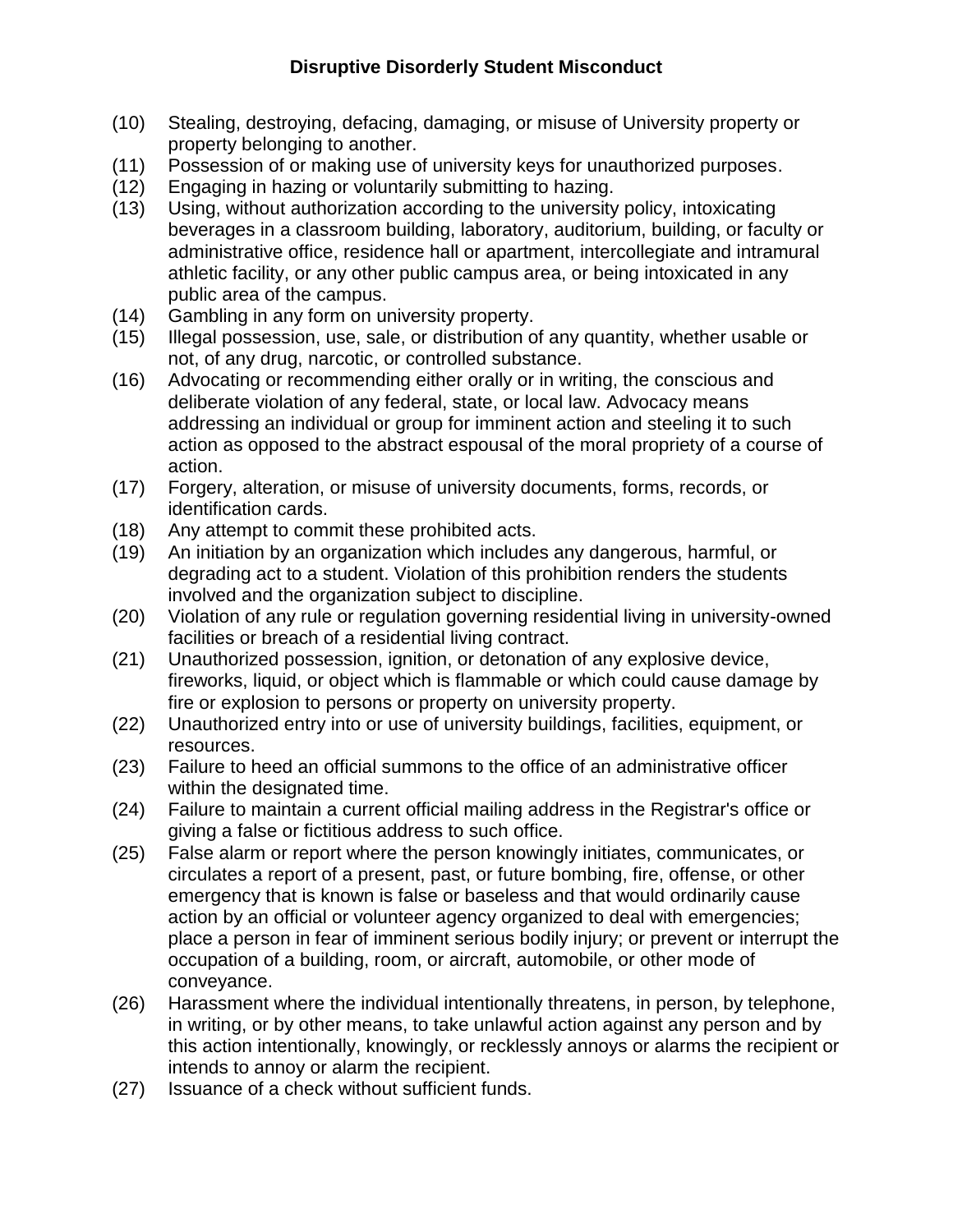**Disruptive Disorderly Student Misconduct**

(10) Stealing, destroying, defacing, damaging, or misuse of University property or property belonging to another.

(11) Possession of or making use of university keys for unauthorized purposes.

(12) Engaging in hazing or voluntarily submitting to hazing.

(13) Using, without authorization according to the university policy, intoxicating beverages in a classroom building, laboratory, auditorium, building, or faculty or administrative office, residence hall or apartment, intercollegiate and intramural athletic facility, or any other public campus area, or being intoxicated in any public area of the campus.

(14) Gambling in any form on university property.

(15) Illegal possession, use, sale, or distribution of any quantity, whether usable or not, of any drug, narcotic, or controlled substance.

(16) Advocating or recommending either orally or in writing, the conscious and deliberate violation of any federal, state, or local law. Advocacy means addressing an individual or group for imminent action and steeling it to such action as opposed to the abstract espousal of the moral propriety of a course of action.

(17) Forgery, alteration, or misuse of university documents, forms, records, or identification cards.

(18) Any attempt to commit these prohibited acts.

(19) An initiation by an organization which includes any dangerous, harmful, or degrading act to a student. Violation of this prohibition renders the students involved and the organization subject to discipline.

(20) Violation of any rule or regulation governing residential living in university-owned facilities or breach of a residential living contract.

(21) Unauthorized possession, ignition, or detonation of any explosive device, fireworks, liquid, or object which is flammable or which could cause damage by fire or explosion to persons or property on university property.

(22) Unauthorized entry into or use of university buildings, facilities, equipment, or resources.

(23) Failure to heed an official summons to the office of an administrative officer within the designated time.

(24) Failure to maintain a current official mailing address in the Registrar's office or giving a false or fictitious address to such office.

(25) False alarm or report where the person knowingly initiates, communicates, or circulates a report of a present, past, or future bombing, fire, offense, or other emergency that is known is false or baseless and that would ordinarily cause action by an official or volunteer agency organized to deal with emergencies; place a person in fear of imminent serious bodily injury; or prevent or interrupt the occupation of a building, room, or aircraft, automobile, or other mode of conveyance.

(26) Harassment where the individual intentionally threatens, in person, by telephone, in writing, or by other means, to take unlawful action against any person and by this action intentionally, knowingly, or recklessly annoys or alarms the recipient or intends to annoy or alarm the recipient.

(27) Issuance of a check without sufficient funds.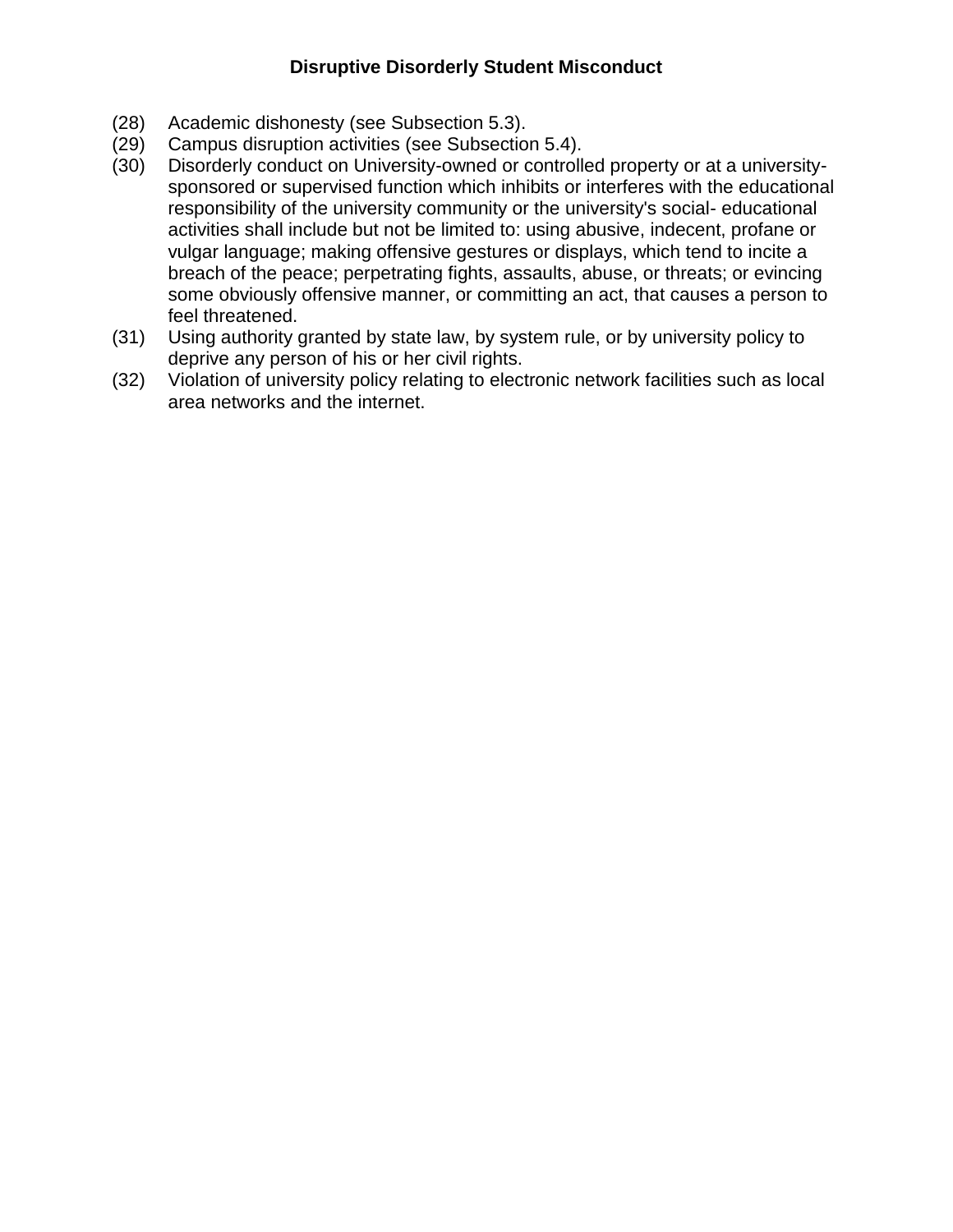**Disruptive Disorderly Student Misconduct**

(28) Academic dishonesty (see Subsection 5.3).

(29) Campus disruption activities (see Subsection 5.4).

(30) Disorderly conduct on University-owned or controlled property or at a university-sponsored or supervised function which inhibits or interferes with the educational responsibility of the university community or the university's social- educational activities shall include but not be limited to: using abusive, indecent, profane or vulgar language; making offensive gestures or displays, which tend to incite a breach of the peace; perpetrating fights, assaults, abuse, or threats; or evincing some obviously offensive manner, or committing an act, that causes a person to feel threatened.

(31) Using authority granted by state law, by system rule, or by university policy to deprive any person of his or her civil rights.

(32) Violation of university policy relating to electronic network facilities such as local area networks and the internet.